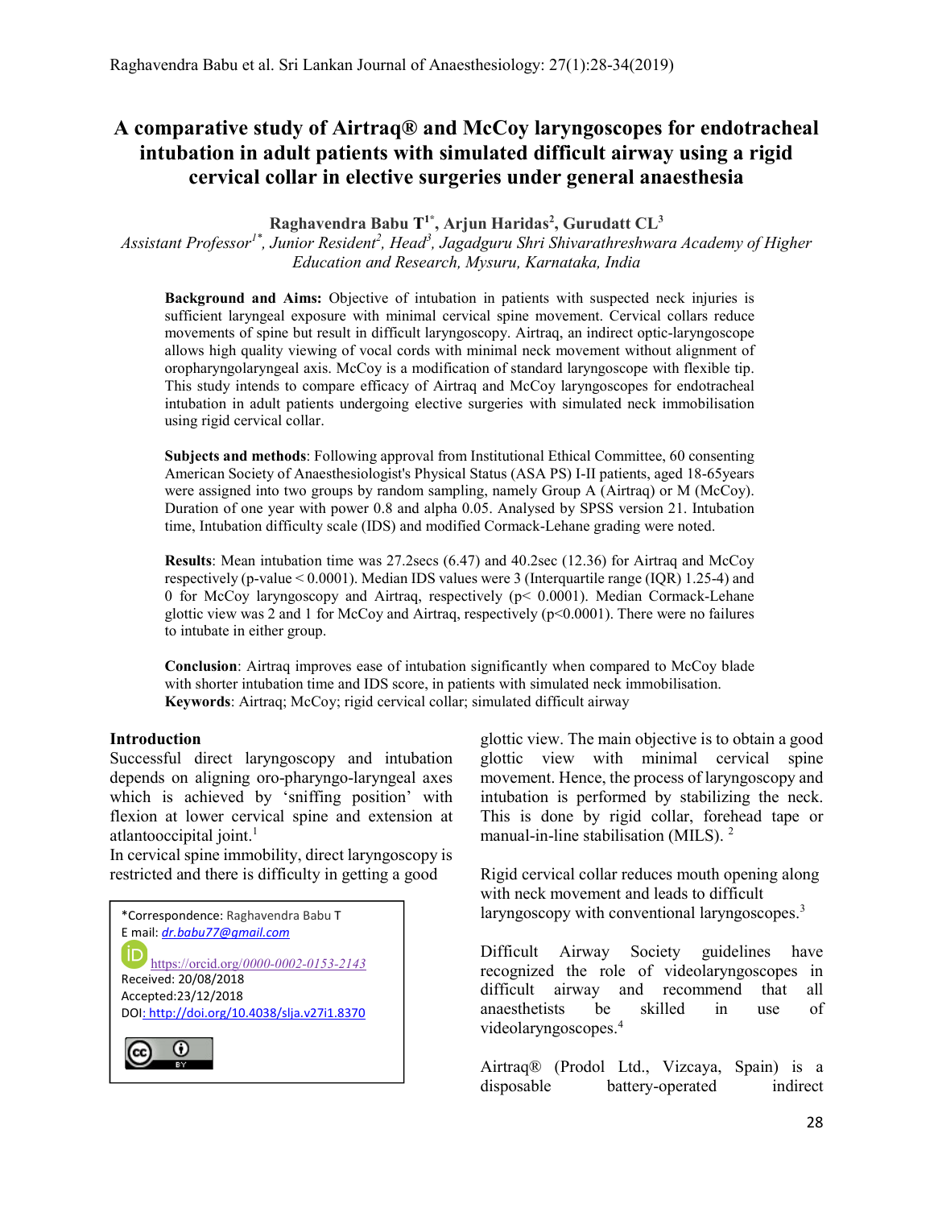# A comparative study of Airtraq® and McCoy laryngoscopes for endotracheal intubation in adult patients with simulated difficult airway using a rigid cervical collar in elective surgeries under general anaesthesia

**Raghavendra Babu T[1*], Arjun Haridas[2], Gurudatt CL[3]**

*Assistant Professor[1*], Junior Resident[2], Head[3], Jagadguru Shri Shivarathreshwara Academy of Higher Education and Research, Mysuru, Karnataka, India*

**Background and Aims:** Objective of intubation in patients with suspected neck injuries is sufficient laryngeal exposure with minimal cervical spine movement. Cervical collars reduce movements of spine but result in difficult laryngoscopy. Airtraq, an indirect optic-laryngoscope allows high quality viewing of vocal cords with minimal neck movement without alignment of oropharyngolaryngeal axis. McCoy is a modification of standard laryngoscope with flexible tip. This study intends to compare efficacy of Airtraq and McCoy laryngoscopes for endotracheal intubation in adult patients undergoing elective surgeries with simulated neck immobilisation using rigid cervical collar.

**Subjects and methods**: Following approval from Institutional Ethical Committee, 60 consenting American Society of Anaesthesiologist's Physical Status (ASA PS) I-II patients, aged 18-65years were assigned into two groups by random sampling, namely Group A (Airtraq) or M (McCoy). Duration of one year with power 0.8 and alpha 0.05. Analysed by SPSS version 21. Intubation time, Intubation difficulty scale (IDS) and modified Cormack-Lehane grading were noted.

**Results**: Mean intubation time was 27.2secs (6.47) and 40.2sec (12.36) for Airtraq and McCoy respectively (p-value < 0.0001). Median IDS values were 3 (Interquartile range (IQR) 1.25-4) and 0 for McCoy laryngoscopy and Airtraq, respectively (p< 0.0001). Median Cormack-Lehane glottic view was 2 and 1 for McCoy and Airtraq, respectively (p<0.0001). There were no failures to intubate in either group.

**Conclusion**: Airtraq improves ease of intubation significantly when compared to McCoy blade with shorter intubation time and IDS score, in patients with simulated neck immobilisation.

**Keywords**: Airtraq; McCoy; rigid cervical collar; simulated difficult airway

## Introduction

Successful direct laryngoscopy and intubation depends on aligning oro-pharyngo-laryngeal axes which is achieved by 'sniffing position' with flexion at lower cervical spine and extension at atlantooccipital joint.[1]

In cervical spine immobility, direct laryngoscopy is restricted and there is difficulty in getting a good glottic view. The main objective is to obtain a good glottic view with minimal cervical spine movement. Hence, the process of laryngoscopy and intubation is performed by stabilizing the neck. This is done by rigid collar, forehead tape or manual-in-line stabilisation (MILS).[2]

Rigid cervical collar reduces mouth opening along with neck movement and leads to difficult laryngoscopy with conventional laryngoscopes.[3]

Difficult Airway Society guidelines have recognized the role of videolaryngoscopes in difficult airway and recommend that all anaesthetists be skilled in use of videolaryngoscopes.[4]

Airtraq® (Prodol Ltd., Vizcaya, Spain) is a disposable battery-operated indirect

\*Correspondence: Raghavendra Babu T
E mail: dr.babu77@gmail.com
https://orcid.org/0000-0002-0153-2143
Received: 20/08/2018
Accepted:23/12/2018
DOI: http://doi.org/10.4038/slja.v27i1.8370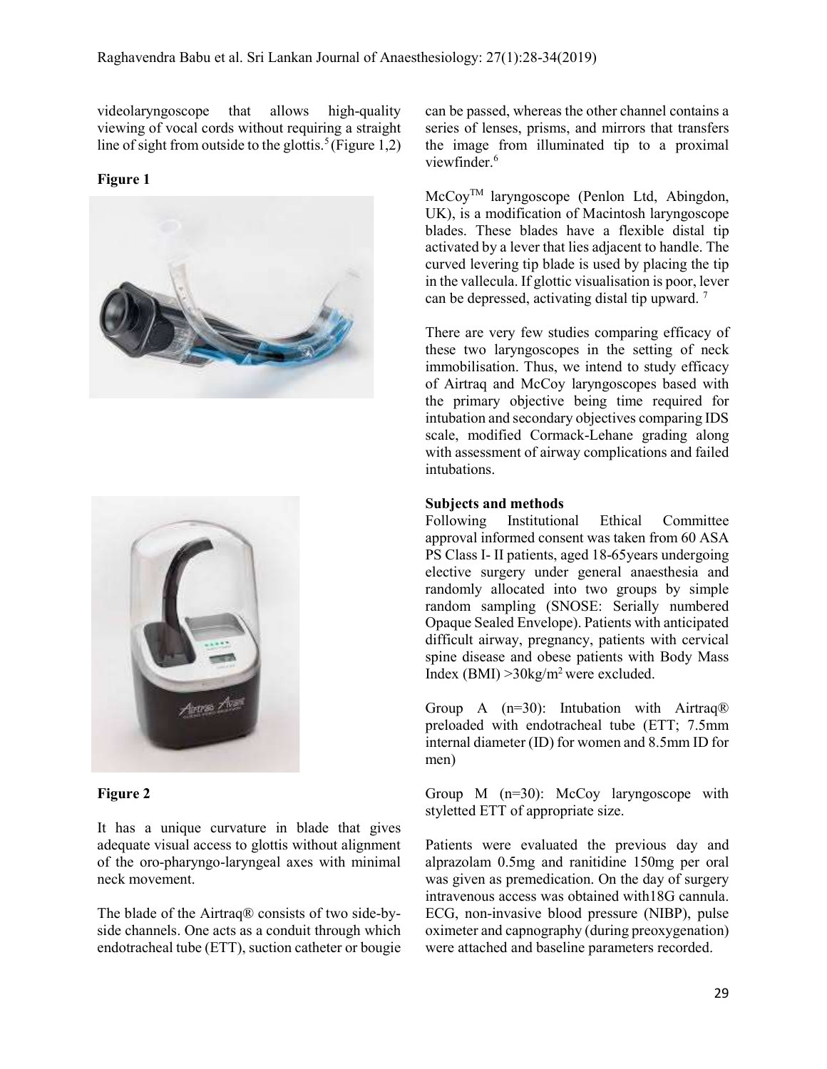videolaryngoscope that allows high-quality viewing of vocal cords without requiring a straight line of sight from outside to the glottis.[5] (Figure 1,2)

**Figure 1**

**Figure 2**

It has a unique curvature in blade that gives adequate visual access to glottis without alignment of the oro-pharyngo-laryngeal axes with minimal neck movement.

The blade of the Airtraq® consists of two side-by-side channels. One acts as a conduit through which endotracheal tube (ETT), suction catheter or bougie can be passed, whereas the other channel contains a series of lenses, prisms, and mirrors that transfers the image from illuminated tip to a proximal viewfinder.[6]

McCoy™ laryngoscope (Penlon Ltd, Abingdon, UK), is a modification of Macintosh laryngoscope blades. These blades have a flexible distal tip activated by a lever that lies adjacent to handle. The curved levering tip blade is used by placing the tip in the vallecula. If glottic visualisation is poor, lever can be depressed, activating distal tip upward. [7]

There are very few studies comparing efficacy of these two laryngoscopes in the setting of neck immobilisation. Thus, we intend to study efficacy of Airtraq and McCoy laryngoscopes based with the primary objective being time required for intubation and secondary objectives comparing IDS scale, modified Cormack-Lehane grading along with assessment of airway complications and failed intubations.

**Subjects and methods**

Following Institutional Ethical Committee approval informed consent was taken from 60 ASA PS Class I- II patients, aged 18-65years undergoing elective surgery under general anaesthesia and randomly allocated into two groups by simple random sampling (SNOSE: Serially numbered Opaque Sealed Envelope). Patients with anticipated difficult airway, pregnancy, patients with cervical spine disease and obese patients with Body Mass Index (BMI) >30kg/m$^2$ were excluded.

Group A (n=30): Intubation with Airtraq® preloaded with endotracheal tube (ETT; 7.5mm internal diameter (ID) for women and 8.5mm ID for men)

Group M (n=30): McCoy laryngoscope with styletted ETT of appropriate size.

Patients were evaluated the previous day and alprazolam 0.5mg and ranitidine 150mg per oral was given as premedication. On the day of surgery intravenous access was obtained with18G cannula. ECG, non-invasive blood pressure (NIBP), pulse oximeter and capnography (during preoxygenation) were attached and baseline parameters recorded.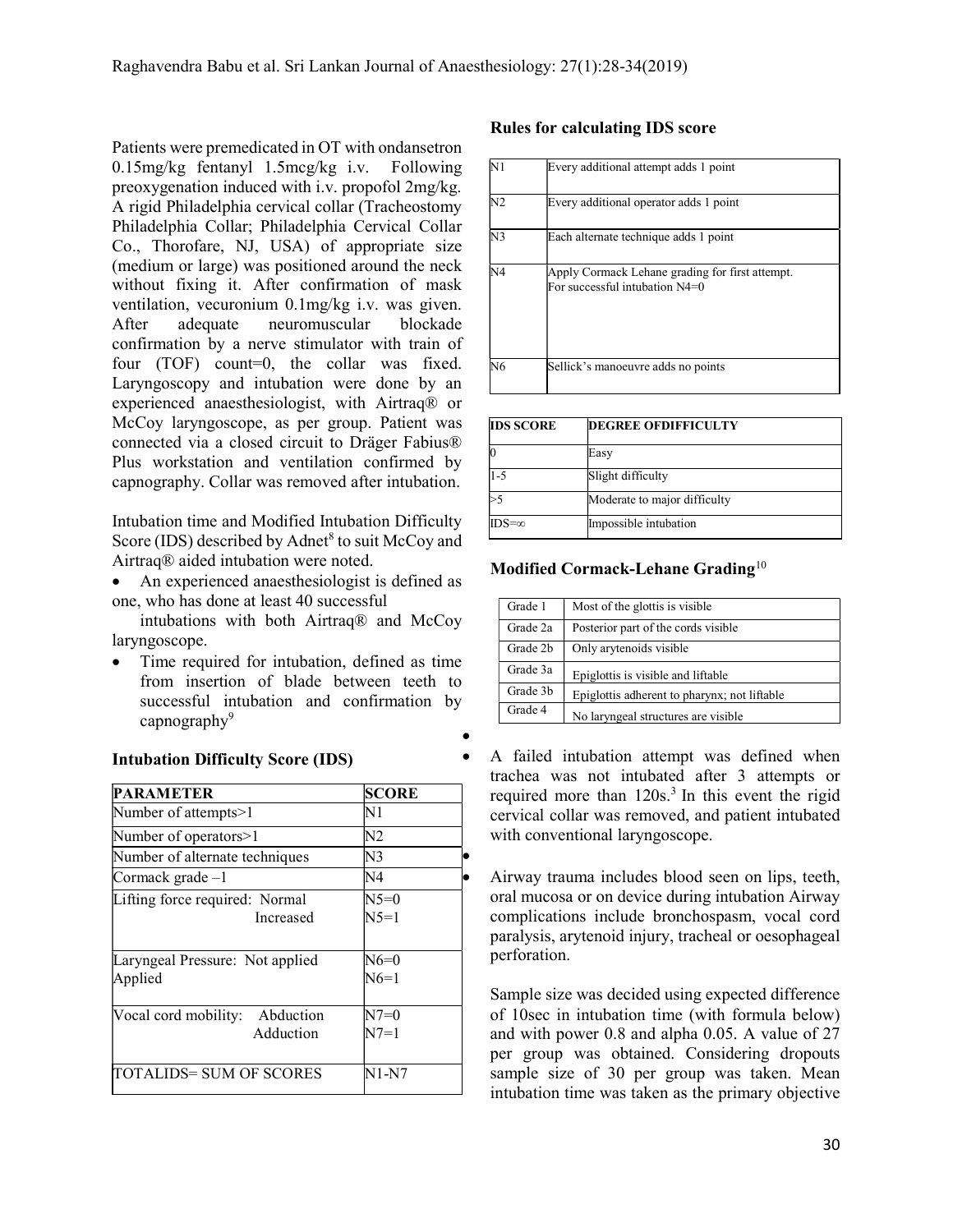Patients were premedicated in OT with ondansetron 0.15mg/kg fentanyl 1.5mcg/kg i.v. Following preoxygenation induced with i.v. propofol 2mg/kg. A rigid Philadelphia cervical collar (Tracheostomy Philadelphia Collar; Philadelphia Cervical Collar Co., Thorofare, NJ, USA) of appropriate size (medium or large) was positioned around the neck without fixing it. After confirmation of mask ventilation, vecuronium 0.1mg/kg i.v. was given. After adequate neuromuscular blockade confirmation by a nerve stimulator with train of four (TOF) count=0, the collar was fixed. Laryngoscopy and intubation were done by an experienced anaesthesiologist, with Airtraq® or McCoy laryngoscope, as per group. Patient was connected via a closed circuit to Dräger Fabius® Plus workstation and ventilation confirmed by capnography. Collar was removed after intubation.

Intubation time and Modified Intubation Difficulty Score (IDS) described by Adnet[8] to suit McCoy and Airtraq® aided intubation were noted.

- An experienced anaesthesiologist is defined as one, who has done at least 40 successful intubations with both Airtraq® and McCoy laryngoscope.
- Time required for intubation, defined as time from insertion of blade between teeth to successful intubation and confirmation by capnography[9]

### Intubation Difficulty Score (IDS)

| PARAMETER | SCORE |
|---|---|
| Number of attempts>1 | N1 |
| Number of operators>1 | N2 |
| Number of alternate techniques | N3 |
| Cormack grade –1 | N4 |
| Lifting force required: Normal<br>Increased | N5=0<br>N5=1 |
| Laryngeal Pressure: Not applied<br>Applied | N6=0<br>N6=1 |
| Vocal cord mobility: Abduction<br>Adduction | N7=0<br>N7=1 |
| TOTALIDS= SUM OF SCORES | N1-N7 |

### Rules for calculating IDS score

| | |
|---|---|
| N1 | Every additional attempt adds 1 point |
| N2 | Every additional operator adds 1 point |
| N3 | Each alternate technique adds 1 point |
| N4 | Apply Cormack Lehane grading for first attempt. For successful intubation N4=0 |
| N6 | Sellick's manoeuvre adds no points |

| IDS SCORE | DEGREE OFDIFFICULTY |
|---|---|
| 0 | Easy |
| 1-5 | Slight difficulty |
| >5 | Moderate to major difficulty |
| IDS=∞ | Impossible intubation |

### Modified Cormack-Lehane Grading[10]

| | |
|---|---|
| Grade 1 | Most of the glottis is visible |
| Grade 2a | Posterior part of the cords visible |
| Grade 2b | Only arytenoids visible |
| Grade 3a | Epiglottis is visible and liftable |
| Grade 3b | Epiglottis adherent to pharynx; not liftable |
| Grade 4 | No laryngeal structures are visible |

- A failed intubation attempt was defined when trachea was not intubated after 3 attempts or required more than 120s.[3] In this event the rigid cervical collar was removed, and patient intubated with conventional laryngoscope.
- Airway trauma includes blood seen on lips, teeth, oral mucosa or on device during intubation Airway complications include bronchospasm, vocal cord paralysis, arytenoid injury, tracheal or oesophageal perforation.

Sample size was decided using expected difference of 10sec in intubation time (with formula below) and with power 0.8 and alpha 0.05. A value of 27 per group was obtained. Considering dropouts sample size of 30 per group was taken. Mean intubation time was taken as the primary objective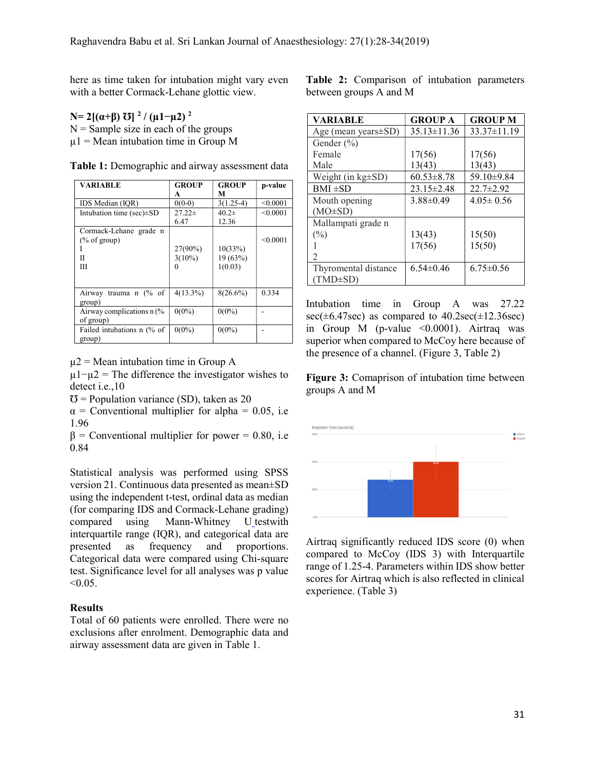here as time taken for intubation might vary even with a better Cormack-Lehane glottic view.

**$N= 2[(\alpha+\beta)\ \mho]^2 / (\mu1-\mu2)^2$**

N = Sample size in each of the groups

$\mu 1$ = Mean intubation time in Group M

**Table 1:** Demographic and airway assessment data

| VARIABLE | GROUP A | GROUP M | p-value |
|---|---|---|---|
| IDS Median (IQR) | 0(0-0) | 3(1.25-4) | <0.0001 |
| Intubation time (sec)±SD | 27.22± 6.47 | 40.2± 12.36 | <0.0001 |
| Cormack-Lehane grade n (% of group)<br>I<br>II<br>III | <br>27(90%)<br>3(10%)<br>0 | <br>10(33%)<br>19 (63%)<br>1(0.03) | <0.0001 |
| Airway trauma n (% of group) | 4(13.3%) | 8(26.6%) | 0.334 |
| Airway complications n (% of group) | 0(0%) | 0(0%) | - |
| Failed intubations n (% of group) | 0(0%) | 0(0%) | - |

$\mu 2$ = Mean intubation time in Group A

$\mu 1-\mu 2$ = The difference the investigator wishes to detect i.e.,10

$\mho$ = Population variance (SD), taken as 20

$\alpha$ = Conventional multiplier for alpha = 0.05, i.e 1.96

$\beta$ = Conventional multiplier for power = 0.80, i.e 0.84

Statistical analysis was performed using SPSS version 21. Continuous data presented as mean±SD using the independent t-test, ordinal data as median (for comparing IDS and Cormack-Lehane grading) compared using Mann-Whitney U testwith interquartile range (IQR), and categorical data are presented as frequency and proportions. Categorical data were compared using Chi-square test. Significance level for all analyses was p value <0.05.

## Results

Total of 60 patients were enrolled. There were no exclusions after enrolment. Demographic data and airway assessment data are given in Table 1.

**Table 2:** Comparison of intubation parameters between groups A and M

| VARIABLE | GROUP A | GROUP M |
|---|---|---|
| Age (mean years±SD) | 35.13±11.36 | 33.37±11.19 |
| Gender (%)<br>Female<br>Male | <br>17(56)<br>13(43) | <br>17(56)<br>13(43) |
| Weight (in kg±SD) | 60.53±8.78 | 59.10±9.84 |
| BMI ±SD | 23.15±2.48 | 22.7±2.92 |
| Mouth opening (MO±SD) | 3.88±0.49 | 4.05± 0.56 |
| Mallampati grade n (%)<br>1<br>2 | <br>13(43)<br>17(56) | <br>15(50)<br>15(50) |
| Thyromental distance (TMD±SD) | 6.54±0.46 | 6.75±0.56 |

Intubation time in Group A was 27.22 sec(±6.47sec) as compared to 40.2sec(±12.36sec) in Group M (p-value <0.0001). Airtraq was superior when compared to McCoy here because of the presence of a channel. (Figure 3, Table 2)

**Figure 3:** Comaprison of intubation time between groups A and M

Airtraq significantly reduced IDS score (0) when compared to McCoy (IDS 3) with Interquartile range of 1.25-4. Parameters within IDS show better scores for Airtraq which is also reflected in clinical experience. (Table 3)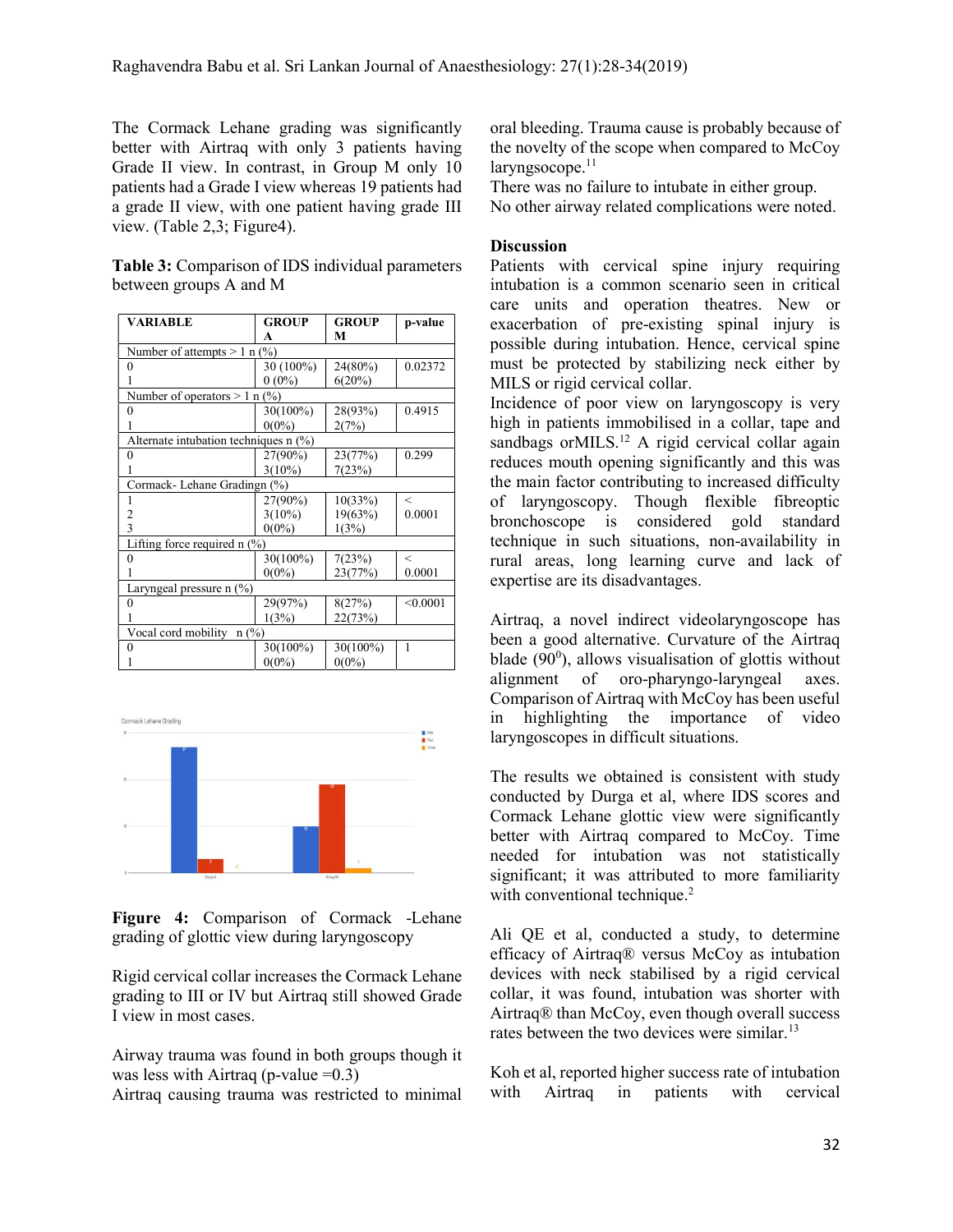The Cormack Lehane grading was significantly better with Airtraq with only 3 patients having Grade II view. In contrast, in Group M only 10 patients had a Grade I view whereas 19 patients had a grade II view, with one patient having grade III view. (Table 2,3; Figure4).

**Table 3:** Comparison of IDS individual parameters between groups A and M

| VARIABLE | GROUP A | GROUP M | p-value |
|---|---|---|---|
| Number of attempts > 1 n (%) | | | |
| 0 | 30 (100%) | 24(80%) | 0.02372 |
| 1 | 0 (0%) | 6(20%) | |
| Number of operators > 1 n (%) | | | |
| 0 | 30(100%) | 28(93%) | 0.4915 |
| 1 | 0(0%) | 2(7%) | |
| Alternate intubation techniques n (%) | | | |
| 0 | 27(90%) | 23(77%) | 0.299 |
| 1 | 3(10%) | 7(23%) | |
| Cormack- Lehane Gradingn (%) | | | |
| 1 | 27(90%) | 10(33%) | < 0.0001 |
| 2 | 3(10%) | 19(63%) | |
| 3 | 0(0%) | 1(3%) | |
| Lifting force required n (%) | | | |
| 0 | 30(100%) | 7(23%) | < 0.0001 |
| 1 | 0(0%) | 23(77%) | |
| Laryngeal pressure n (%) | | | |
| 0 | 29(97%) | 8(27%) | <0.0001 |
| 1 | 1(3%) | 22(73%) | |
| Vocal cord mobility n (%) | | | |
| 0 | 30(100%) | 30(100%) | 1 |
| 1 | 0(0%) | 0(0%) | |

**Figure 4:** Comparison of Cormack -Lehane grading of glottic view during laryngoscopy

Rigid cervical collar increases the Cormack Lehane grading to III or IV but Airtraq still showed Grade I view in most cases.

Airway trauma was found in both groups though it was less with Airtraq (p-value =0.3)
Airtraq causing trauma was restricted to minimal oral bleeding. Trauma cause is probably because of the novelty of the scope when compared to McCoy laryngsocope.[11]
There was no failure to intubate in either group.
No other airway related complications were noted.

## Discussion

Patients with cervical spine injury requiring intubation is a common scenario seen in critical care units and operation theatres. New or exacerbation of pre-existing spinal injury is possible during intubation. Hence, cervical spine must be protected by stabilizing neck either by MILS or rigid cervical collar.
Incidence of poor view on laryngoscopy is very high in patients immobilised in a collar, tape and sandbags orMILS.[12] A rigid cervical collar again reduces mouth opening significantly and this was the main factor contributing to increased difficulty of laryngoscopy. Though flexible fibreoptic bronchoscope is considered gold standard technique in such situations, non-availability in rural areas, long learning curve and lack of expertise are its disadvantages.

Airtraq, a novel indirect videolaryngoscope has been a good alternative. Curvature of the Airtraq blade ($90^0$), allows visualisation of glottis without alignment of oro-pharyngo-laryngeal axes. Comparison of Airtraq with McCoy has been useful in highlighting the importance of video laryngoscopes in difficult situations.

The results we obtained is consistent with study conducted by Durga et al, where IDS scores and Cormack Lehane glottic view were significantly better with Airtraq compared to McCoy. Time needed for intubation was not statistically significant; it was attributed to more familiarity with conventional technique.[2]

Ali QE et al, conducted a study, to determine efficacy of Airtraq® versus McCoy as intubation devices with neck stabilised by a rigid cervical collar, it was found, intubation was shorter with Airtraq® than McCoy, even though overall success rates between the two devices were similar.[13]

Koh et al, reported higher success rate of intubation with Airtraq in patients with cervical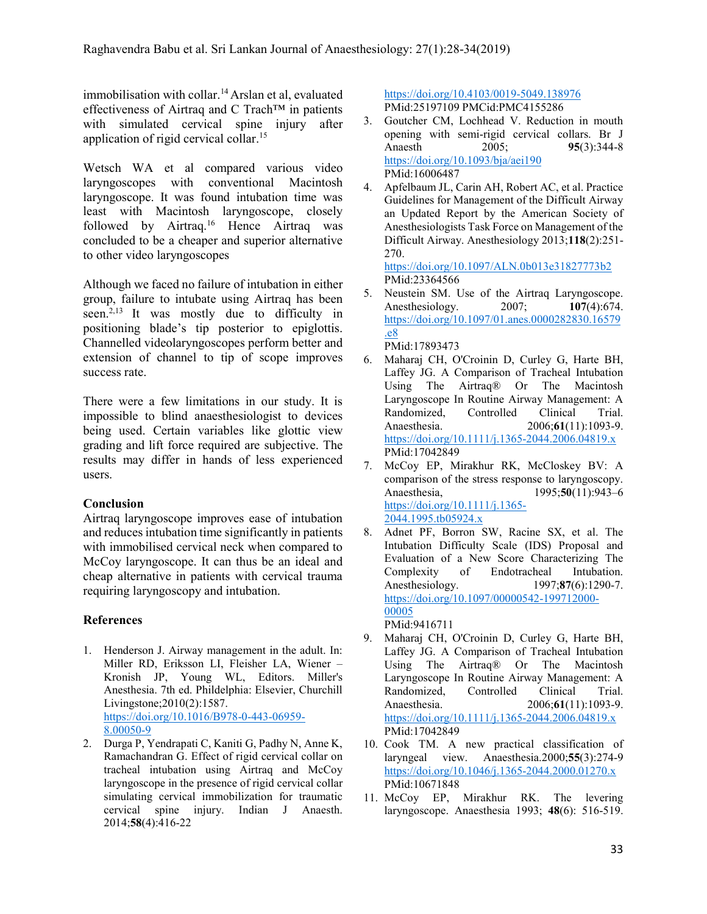immobilisation with collar.[14] Arslan et al, evaluated effectiveness of Airtraq and C Trach™ in patients with simulated cervical spine injury after application of rigid cervical collar.[15]

Wetsch WA et al compared various video laryngoscopes with conventional Macintosh laryngoscope. It was found intubation time was least with Macintosh laryngoscope, closely followed by Airtraq.[16] Hence Airtraq was concluded to be a cheaper and superior alternative to other video laryngoscopes

Although we faced no failure of intubation in either group, failure to intubate using Airtraq has been seen.[2,13] It was mostly due to difficulty in positioning blade's tip posterior to epiglottis. Channelled videolaryngoscopes perform better and extension of channel to tip of scope improves success rate.

There were a few limitations in our study. It is impossible to blind anaesthesiologist to devices being used. Certain variables like glottic view grading and lift force required are subjective. The results may differ in hands of less experienced users.

### Conclusion

Airtraq laryngoscope improves ease of intubation and reduces intubation time significantly in patients with immobilised cervical neck when compared to McCoy laryngoscope. It can thus be an ideal and cheap alternative in patients with cervical trauma requiring laryngoscopy and intubation.

### References

1. Henderson J. Airway management in the adult. In: Miller RD, Eriksson LI, Fleisher LA, Wiener – Kronish JP, Young WL, Editors. Miller's Anesthesia. 7th ed. Phildelphia: Elsevier, Churchill Livingstone;2010(2):1587. https://doi.org/10.1016/B978-0-443-06959-8.00050-9
2. Durga P, Yendrapati C, Kaniti G, Padhy N, Anne K, Ramachandran G. Effect of rigid cervical collar on tracheal intubation using Airtraq and McCoy laryngoscope in the presence of rigid cervical collar simulating cervical immobilization for traumatic cervical spine injury. Indian J Anaesth. 2014;**58**(4):416-22 https://doi.org/10.4103/0019-5049.138976 PMid:25197109 PMCid:PMC4155286
3. Goutcher CM, Lochhead V. Reduction in mouth opening with semi-rigid cervical collars. Br J Anaesth 2005; **95**(3):344-8 https://doi.org/10.1093/bja/aei190 PMid:16006487
4. Apfelbaum JL, Carin AH, Robert AC, et al. Practice Guidelines for Management of the Difficult Airway an Updated Report by the American Society of Anesthesiologists Task Force on Management of the Difficult Airway. Anesthesiology 2013;**118**(2):251-270. https://doi.org/10.1097/ALN.0b013e31827773b2 PMid:23364566
5. Neustein SM. Use of the Airtraq Laryngoscope. Anesthesiology. 2007; **107**(4):674. https://doi.org/10.1097/01.anes.0000282830.16579.e8 PMid:17893473
6. Maharaj CH, O'Croinin D, Curley G, Harte BH, Laffey JG. A Comparison of Tracheal Intubation Using The Airtraq® Or The Macintosh Laryngoscope In Routine Airway Management: A Randomized, Controlled Clinical Trial. Anaesthesia. 2006;**61**(11):1093-9. https://doi.org/10.1111/j.1365-2044.2006.04819.x PMid:17042849
7. McCoy EP, Mirakhur RK, McCloskey BV: A comparison of the stress response to laryngoscopy. Anaesthesia, 1995;**50**(11):943–6 https://doi.org/10.1111/j.1365-2044.1995.tb05924.x
8. Adnet PF, Borron SW, Racine SX, et al. The Intubation Difficulty Scale (IDS) Proposal and Evaluation of a New Score Characterizing The Complexity of Endotracheal Intubation. Anesthesiology. 1997;**87**(6):1290-7. https://doi.org/10.1097/00000542-199712000-00005 PMid:9416711
9. Maharaj CH, O'Croinin D, Curley G, Harte BH, Laffey JG. A Comparison of Tracheal Intubation Using The Airtraq® Or The Macintosh Laryngoscope In Routine Airway Management: A Randomized, Controlled Clinical Trial. Anaesthesia. 2006;**61**(11):1093-9. https://doi.org/10.1111/j.1365-2044.2006.04819.x PMid:17042849
10. Cook TM. A new practical classification of laryngeal view. Anaesthesia.2000;**55**(3):274-9 https://doi.org/10.1046/j.1365-2044.2000.01270.x PMid:10671848
11. McCoy EP, Mirakhur RK. The levering laryngoscope. Anaesthesia 1993; **48**(6): 516-519.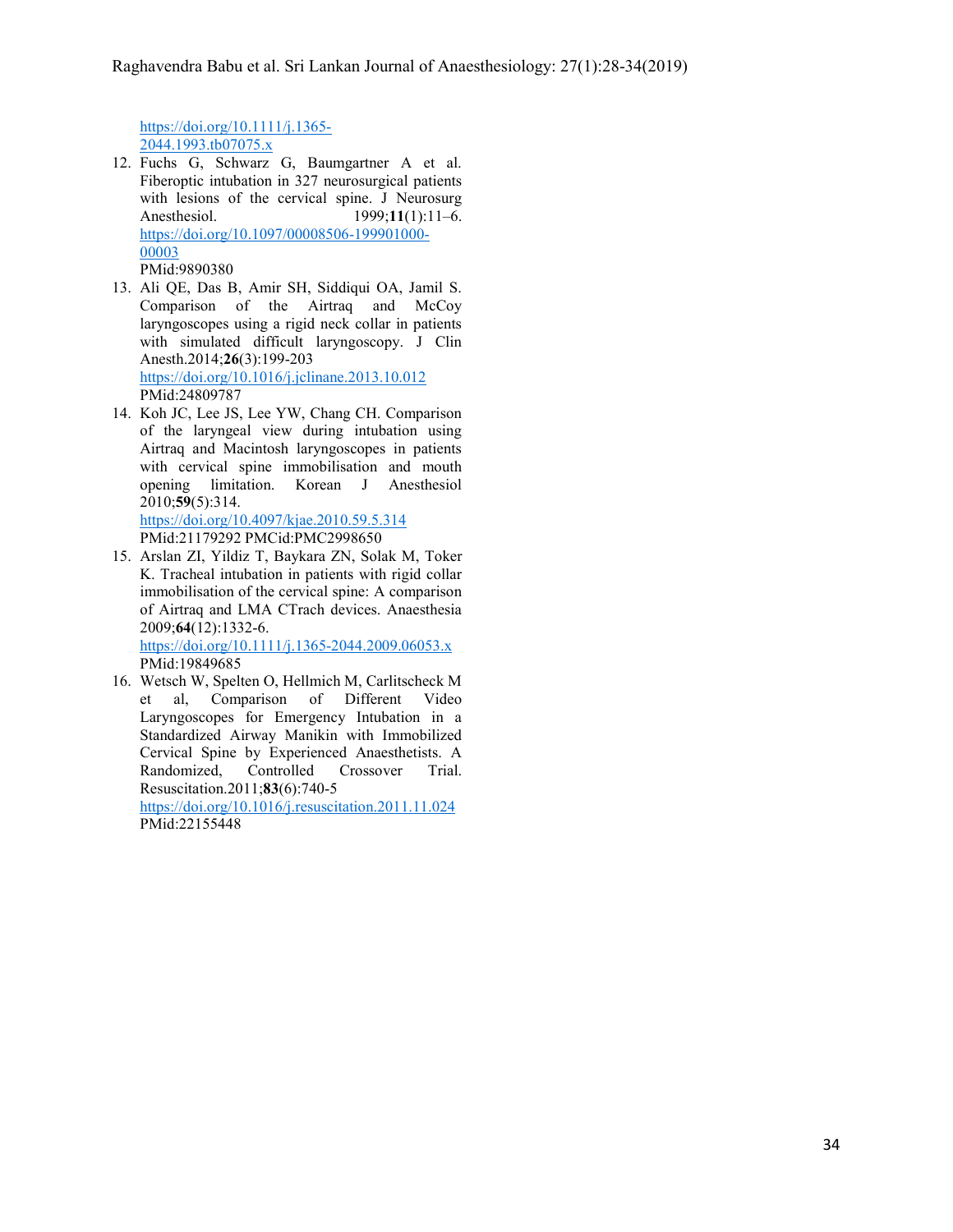https://doi.org/10.1111/j.1365-2044.1993.tb07075.x

12. Fuchs G, Schwarz G, Baumgartner A et al. Fiberoptic intubation in 327 neurosurgical patients with lesions of the cervical spine. J Neurosurg Anesthesiol. 1999;**11**(1):11–6. https://doi.org/10.1097/00008506-199901000-00003 PMid:9890380
13. Ali QE, Das B, Amir SH, Siddiqui OA, Jamil S. Comparison of the Airtraq and McCoy laryngoscopes using a rigid neck collar in patients with simulated difficult laryngoscopy. J Clin Anesth.2014;**26**(3):199-203 https://doi.org/10.1016/j.jclinane.2013.10.012 PMid:24809787
14. Koh JC, Lee JS, Lee YW, Chang CH. Comparison of the laryngeal view during intubation using Airtraq and Macintosh laryngoscopes in patients with cervical spine immobilisation and mouth opening limitation. Korean J Anesthesiol 2010;**59**(5):314. https://doi.org/10.4097/kjae.2010.59.5.314 PMid:21179292 PMCid:PMC2998650
15. Arslan ZI, Yildiz T, Baykara ZN, Solak M, Toker K. Tracheal intubation in patients with rigid collar immobilisation of the cervical spine: A comparison of Airtraq and LMA CTrach devices. Anaesthesia 2009;**64**(12):1332-6. https://doi.org/10.1111/j.1365-2044.2009.06053.x PMid:19849685
16. Wetsch W, Spelten O, Hellmich M, Carlitscheck M et al, Comparison of Different Video Laryngoscopes for Emergency Intubation in a Standardized Airway Manikin with Immobilized Cervical Spine by Experienced Anaesthetists. A Randomized, Controlled Crossover Trial. Resuscitation.2011;**83**(6):740-5 https://doi.org/10.1016/j.resuscitation.2011.11.024 PMid:22155448